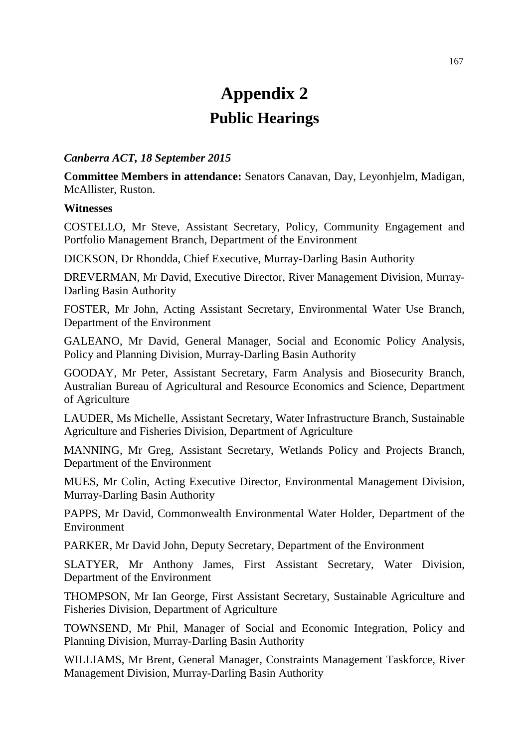# Appendix 2
## Public Hearings

***Canberra ACT, 18 September 2015***

**Committee Members in attendance:** Senators Canavan, Day, Leyonhjelm, Madigan, McAllister, Ruston.

**Witnesses**

COSTELLO, Mr Steve, Assistant Secretary, Policy, Community Engagement and Portfolio Management Branch, Department of the Environment

DICKSON, Dr Rhondda, Chief Executive, Murray-Darling Basin Authority

DREVERMAN, Mr David, Executive Director, River Management Division, Murray-Darling Basin Authority

FOSTER, Mr John, Acting Assistant Secretary, Environmental Water Use Branch, Department of the Environment

GALEANO, Mr David, General Manager, Social and Economic Policy Analysis, Policy and Planning Division, Murray-Darling Basin Authority

GOODAY, Mr Peter, Assistant Secretary, Farm Analysis and Biosecurity Branch, Australian Bureau of Agricultural and Resource Economics and Science, Department of Agriculture

LAUDER, Ms Michelle, Assistant Secretary, Water Infrastructure Branch, Sustainable Agriculture and Fisheries Division, Department of Agriculture

MANNING, Mr Greg, Assistant Secretary, Wetlands Policy and Projects Branch, Department of the Environment

MUES, Mr Colin, Acting Executive Director, Environmental Management Division, Murray-Darling Basin Authority

PAPPS, Mr David, Commonwealth Environmental Water Holder, Department of the Environment

PARKER, Mr David John, Deputy Secretary, Department of the Environment

SLATYER, Mr Anthony James, First Assistant Secretary, Water Division, Department of the Environment

THOMPSON, Mr Ian George, First Assistant Secretary, Sustainable Agriculture and Fisheries Division, Department of Agriculture

TOWNSEND, Mr Phil, Manager of Social and Economic Integration, Policy and Planning Division, Murray-Darling Basin Authority

WILLIAMS, Mr Brent, General Manager, Constraints Management Taskforce, River Management Division, Murray-Darling Basin Authority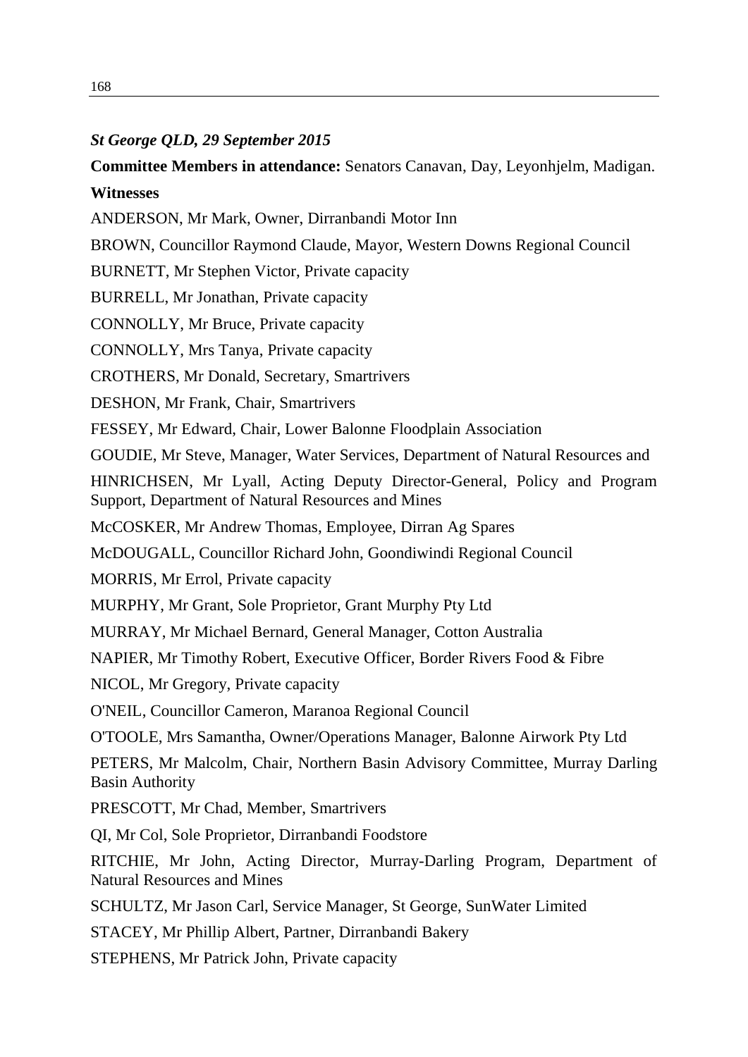***St George QLD, 29 September 2015***

**Committee Members in attendance:** Senators Canavan, Day, Leyonhjelm, Madigan.

**Witnesses**

ANDERSON, Mr Mark, Owner, Dirranbandi Motor Inn

BROWN, Councillor Raymond Claude, Mayor, Western Downs Regional Council

BURNETT, Mr Stephen Victor, Private capacity

BURRELL, Mr Jonathan, Private capacity

CONNOLLY, Mr Bruce, Private capacity

CONNOLLY, Mrs Tanya, Private capacity

CROTHERS, Mr Donald, Secretary, Smartrivers

DESHON, Mr Frank, Chair, Smartrivers

FESSEY, Mr Edward, Chair, Lower Balonne Floodplain Association

GOUDIE, Mr Steve, Manager, Water Services, Department of Natural Resources and

HINRICHSEN, Mr Lyall, Acting Deputy Director-General, Policy and Program Support, Department of Natural Resources and Mines

McCOSKER, Mr Andrew Thomas, Employee, Dirran Ag Spares

McDOUGALL, Councillor Richard John, Goondiwindi Regional Council

MORRIS, Mr Errol, Private capacity

MURPHY, Mr Grant, Sole Proprietor, Grant Murphy Pty Ltd

MURRAY, Mr Michael Bernard, General Manager, Cotton Australia

NAPIER, Mr Timothy Robert, Executive Officer, Border Rivers Food & Fibre

NICOL, Mr Gregory, Private capacity

O'NEIL, Councillor Cameron, Maranoa Regional Council

O'TOOLE, Mrs Samantha, Owner/Operations Manager, Balonne Airwork Pty Ltd

PETERS, Mr Malcolm, Chair, Northern Basin Advisory Committee, Murray Darling Basin Authority

PRESCOTT, Mr Chad, Member, Smartrivers

QI, Mr Col, Sole Proprietor, Dirranbandi Foodstore

RITCHIE, Mr John, Acting Director, Murray-Darling Program, Department of Natural Resources and Mines

SCHULTZ, Mr Jason Carl, Service Manager, St George, SunWater Limited

STACEY, Mr Phillip Albert, Partner, Dirranbandi Bakery

STEPHENS, Mr Patrick John, Private capacity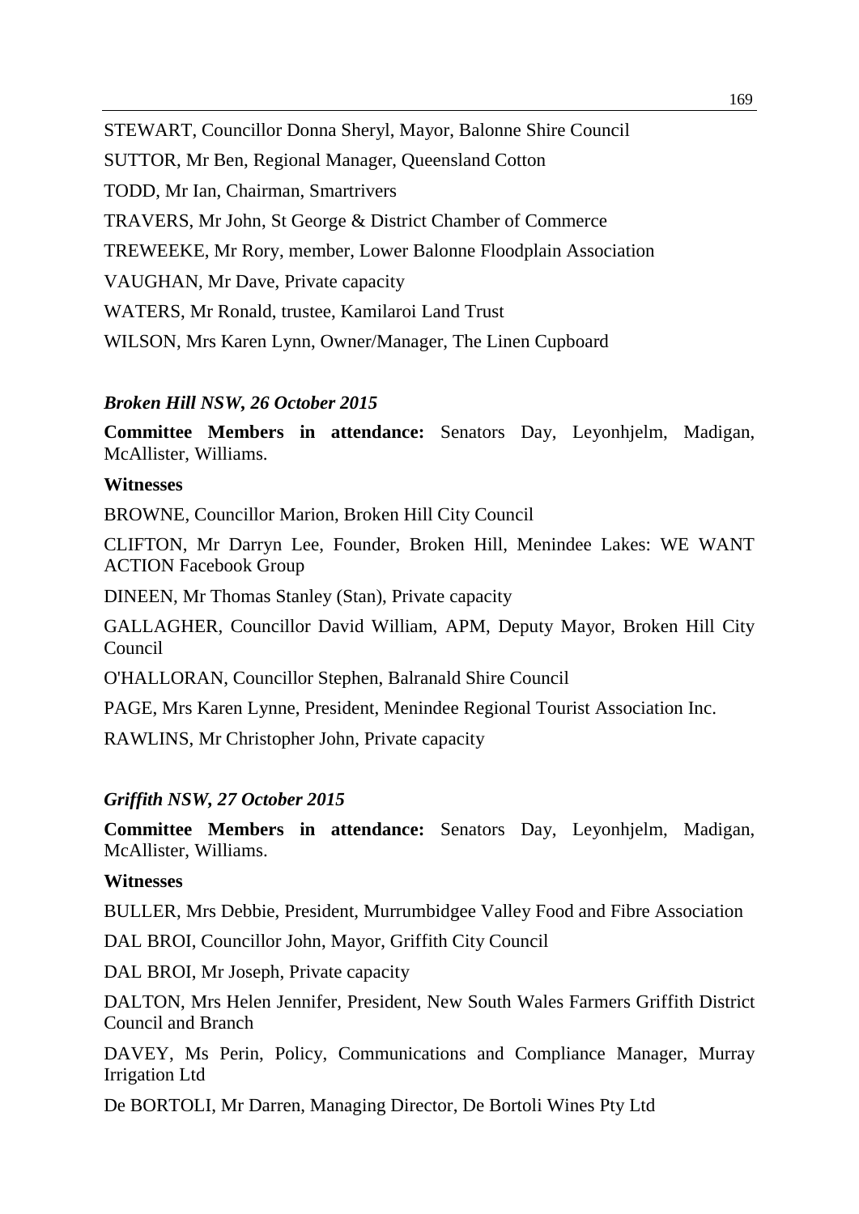STEWART, Councillor Donna Sheryl, Mayor, Balonne Shire Council

SUTTOR, Mr Ben, Regional Manager, Queensland Cotton

TODD, Mr Ian, Chairman, Smartrivers

TRAVERS, Mr John, St George & District Chamber of Commerce

TREWEEKE, Mr Rory, member, Lower Balonne Floodplain Association

VAUGHAN, Mr Dave, Private capacity

WATERS, Mr Ronald, trustee, Kamilaroi Land Trust

WILSON, Mrs Karen Lynn, Owner/Manager, The Linen Cupboard

### *Broken Hill NSW, 26 October 2015*

**Committee Members in attendance:** Senators Day, Leyonhjelm, Madigan, McAllister, Williams.

**Witnesses**

BROWNE, Councillor Marion, Broken Hill City Council

CLIFTON, Mr Darryn Lee, Founder, Broken Hill, Menindee Lakes: WE WANT ACTION Facebook Group

DINEEN, Mr Thomas Stanley (Stan), Private capacity

GALLAGHER, Councillor David William, APM, Deputy Mayor, Broken Hill City Council

O'HALLORAN, Councillor Stephen, Balranald Shire Council

PAGE, Mrs Karen Lynne, President, Menindee Regional Tourist Association Inc.

RAWLINS, Mr Christopher John, Private capacity

### *Griffith NSW, 27 October 2015*

**Committee Members in attendance:** Senators Day, Leyonhjelm, Madigan, McAllister, Williams.

**Witnesses**

BULLER, Mrs Debbie, President, Murrumbidgee Valley Food and Fibre Association

DAL BROI, Councillor John, Mayor, Griffith City Council

DAL BROI, Mr Joseph, Private capacity

DALTON, Mrs Helen Jennifer, President, New South Wales Farmers Griffith District Council and Branch

DAVEY, Ms Perin, Policy, Communications and Compliance Manager, Murray Irrigation Ltd

De BORTOLI, Mr Darren, Managing Director, De Bortoli Wines Pty Ltd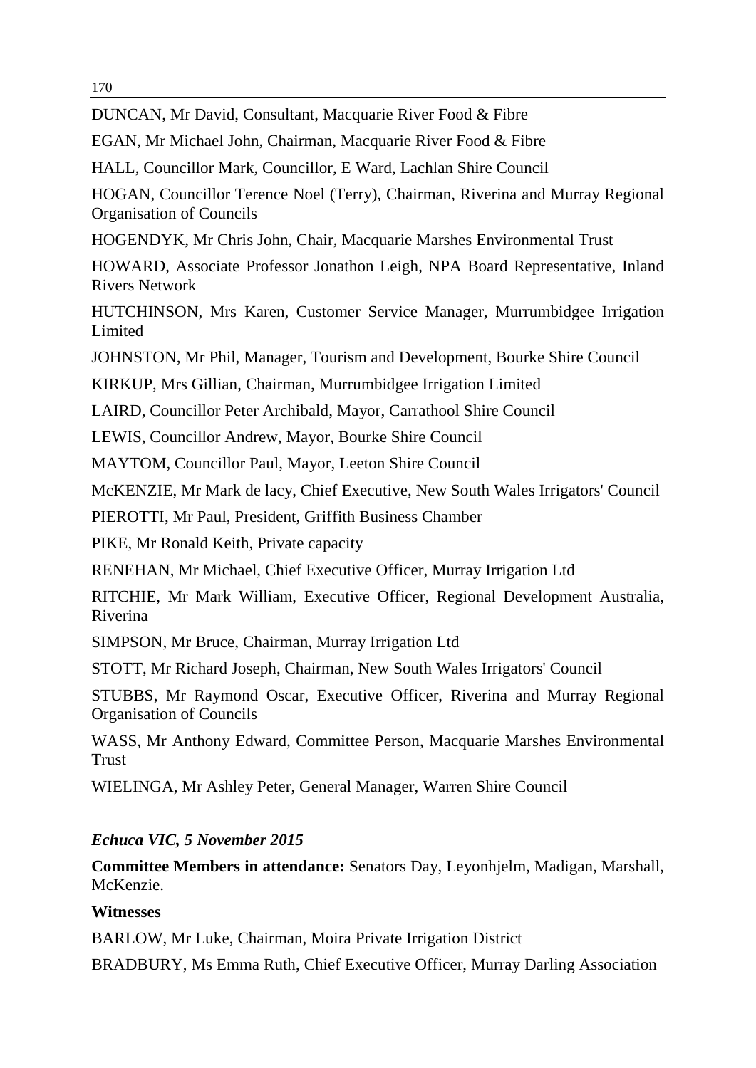DUNCAN, Mr David, Consultant, Macquarie River Food & Fibre

EGAN, Mr Michael John, Chairman, Macquarie River Food & Fibre

HALL, Councillor Mark, Councillor, E Ward, Lachlan Shire Council

HOGAN, Councillor Terence Noel (Terry), Chairman, Riverina and Murray Regional Organisation of Councils

HOGENDYK, Mr Chris John, Chair, Macquarie Marshes Environmental Trust

HOWARD, Associate Professor Jonathon Leigh, NPA Board Representative, Inland Rivers Network

HUTCHINSON, Mrs Karen, Customer Service Manager, Murrumbidgee Irrigation Limited

JOHNSTON, Mr Phil, Manager, Tourism and Development, Bourke Shire Council

KIRKUP, Mrs Gillian, Chairman, Murrumbidgee Irrigation Limited

LAIRD, Councillor Peter Archibald, Mayor, Carrathool Shire Council

LEWIS, Councillor Andrew, Mayor, Bourke Shire Council

MAYTOM, Councillor Paul, Mayor, Leeton Shire Council

McKENZIE, Mr Mark de lacy, Chief Executive, New South Wales Irrigators' Council

PIEROTTI, Mr Paul, President, Griffith Business Chamber

PIKE, Mr Ronald Keith, Private capacity

RENEHAN, Mr Michael, Chief Executive Officer, Murray Irrigation Ltd

RITCHIE, Mr Mark William, Executive Officer, Regional Development Australia, Riverina

SIMPSON, Mr Bruce, Chairman, Murray Irrigation Ltd

STOTT, Mr Richard Joseph, Chairman, New South Wales Irrigators' Council

STUBBS, Mr Raymond Oscar, Executive Officer, Riverina and Murray Regional Organisation of Councils

WASS, Mr Anthony Edward, Committee Person, Macquarie Marshes Environmental Trust

WIELINGA, Mr Ashley Peter, General Manager, Warren Shire Council

***Echuca VIC, 5 November 2015***

**Committee Members in attendance:** Senators Day, Leyonhjelm, Madigan, Marshall, McKenzie.

**Witnesses**

BARLOW, Mr Luke, Chairman, Moira Private Irrigation District

BRADBURY, Ms Emma Ruth, Chief Executive Officer, Murray Darling Association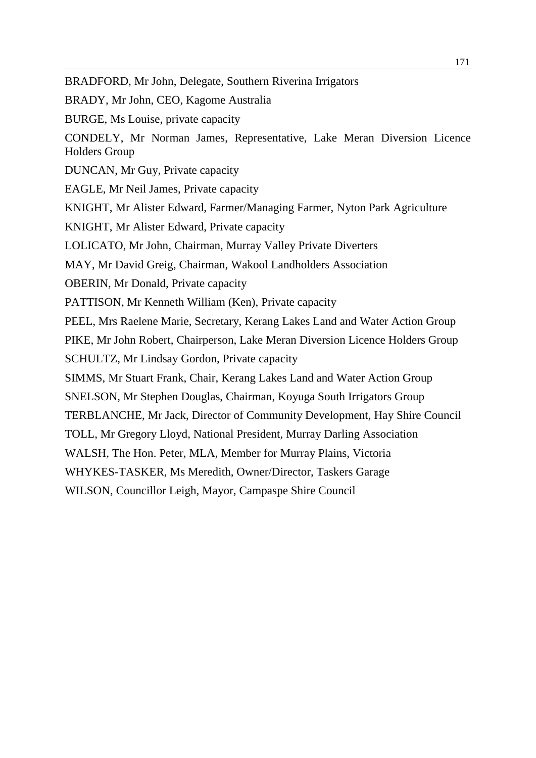BRADFORD, Mr John, Delegate, Southern Riverina Irrigators

BRADY, Mr John, CEO, Kagome Australia

BURGE, Ms Louise, private capacity

CONDELY, Mr Norman James, Representative, Lake Meran Diversion Licence Holders Group

DUNCAN, Mr Guy, Private capacity

EAGLE, Mr Neil James, Private capacity

KNIGHT, Mr Alister Edward, Farmer/Managing Farmer, Nyton Park Agriculture

KNIGHT, Mr Alister Edward, Private capacity

LOLICATO, Mr John, Chairman, Murray Valley Private Diverters

MAY, Mr David Greig, Chairman, Wakool Landholders Association

OBERIN, Mr Donald, Private capacity

PATTISON, Mr Kenneth William (Ken), Private capacity

PEEL, Mrs Raelene Marie, Secretary, Kerang Lakes Land and Water Action Group

PIKE, Mr John Robert, Chairperson, Lake Meran Diversion Licence Holders Group

SCHULTZ, Mr Lindsay Gordon, Private capacity

SIMMS, Mr Stuart Frank, Chair, Kerang Lakes Land and Water Action Group

SNELSON, Mr Stephen Douglas, Chairman, Koyuga South Irrigators Group

TERBLANCHE, Mr Jack, Director of Community Development, Hay Shire Council

TOLL, Mr Gregory Lloyd, National President, Murray Darling Association

WALSH, The Hon. Peter, MLA, Member for Murray Plains, Victoria

WHYKES-TASKER, Ms Meredith, Owner/Director, Taskers Garage

WILSON, Councillor Leigh, Mayor, Campaspe Shire Council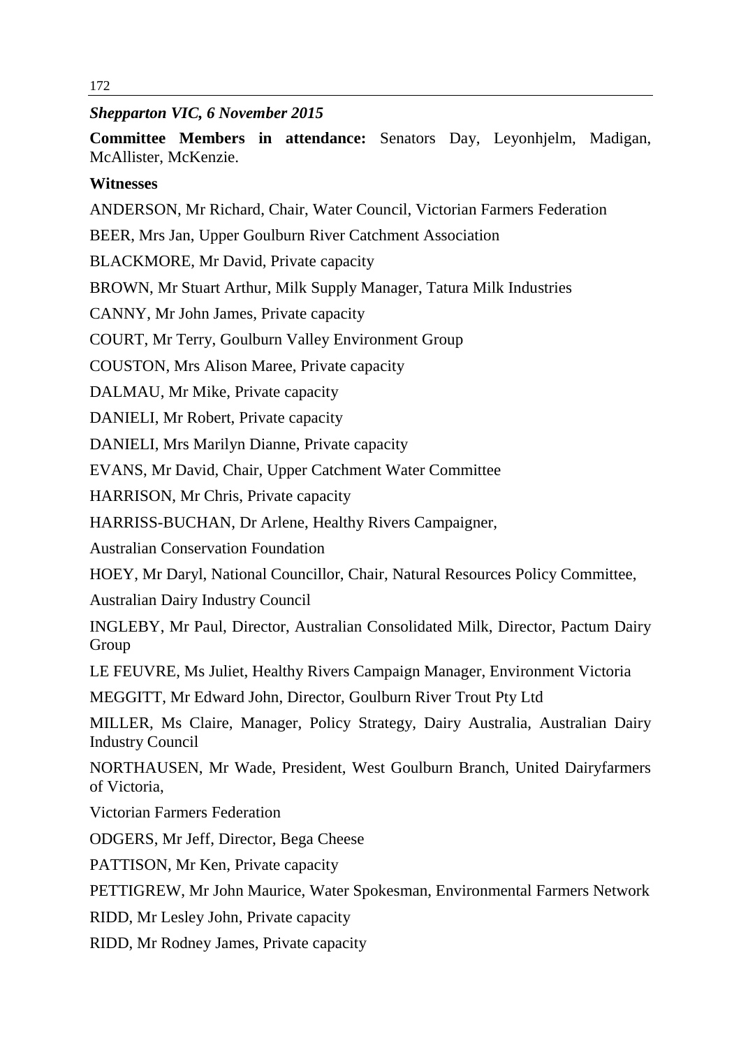***Shepparton VIC, 6 November 2015***

**Committee Members in attendance:** Senators Day, Leyonhjelm, Madigan, McAllister, McKenzie.

**Witnesses**

ANDERSON, Mr Richard, Chair, Water Council, Victorian Farmers Federation

BEER, Mrs Jan, Upper Goulburn River Catchment Association

BLACKMORE, Mr David, Private capacity

BROWN, Mr Stuart Arthur, Milk Supply Manager, Tatura Milk Industries

CANNY, Mr John James, Private capacity

COURT, Mr Terry, Goulburn Valley Environment Group

COUSTON, Mrs Alison Maree, Private capacity

DALMAU, Mr Mike, Private capacity

DANIELI, Mr Robert, Private capacity

DANIELI, Mrs Marilyn Dianne, Private capacity

EVANS, Mr David, Chair, Upper Catchment Water Committee

HARRISON, Mr Chris, Private capacity

HARRISS-BUCHAN, Dr Arlene, Healthy Rivers Campaigner,

Australian Conservation Foundation

HOEY, Mr Daryl, National Councillor, Chair, Natural Resources Policy Committee,

Australian Dairy Industry Council

INGLEBY, Mr Paul, Director, Australian Consolidated Milk, Director, Pactum Dairy Group

LE FEUVRE, Ms Juliet, Healthy Rivers Campaign Manager, Environment Victoria

MEGGITT, Mr Edward John, Director, Goulburn River Trout Pty Ltd

MILLER, Ms Claire, Manager, Policy Strategy, Dairy Australia, Australian Dairy Industry Council

NORTHAUSEN, Mr Wade, President, West Goulburn Branch, United Dairyfarmers of Victoria,

Victorian Farmers Federation

ODGERS, Mr Jeff, Director, Bega Cheese

PATTISON, Mr Ken, Private capacity

PETTIGREW, Mr John Maurice, Water Spokesman, Environmental Farmers Network

RIDD, Mr Lesley John, Private capacity

RIDD, Mr Rodney James, Private capacity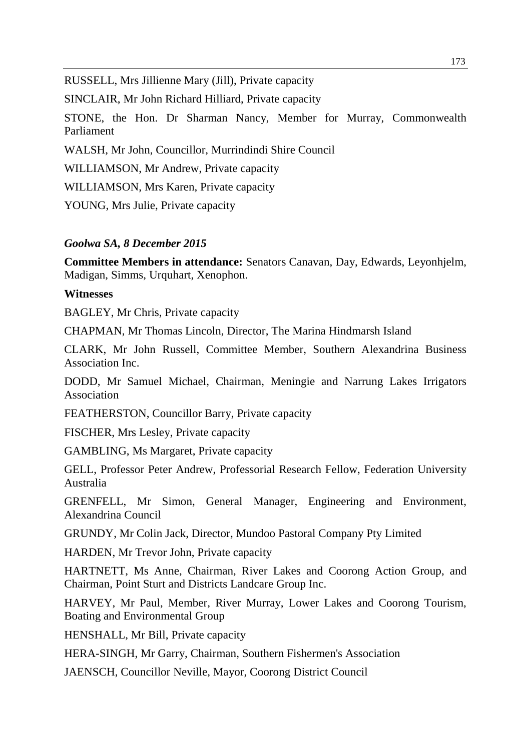RUSSELL, Mrs Jillienne Mary (Jill), Private capacity

SINCLAIR, Mr John Richard Hilliard, Private capacity

STONE, the Hon. Dr Sharman Nancy, Member for Murray, Commonwealth Parliament

WALSH, Mr John, Councillor, Murrindindi Shire Council

WILLIAMSON, Mr Andrew, Private capacity

WILLIAMSON, Mrs Karen, Private capacity

YOUNG, Mrs Julie, Private capacity

***Goolwa SA, 8 December 2015***

**Committee Members in attendance:** Senators Canavan, Day, Edwards, Leyonhjelm, Madigan, Simms, Urquhart, Xenophon.

**Witnesses**

BAGLEY, Mr Chris, Private capacity

CHAPMAN, Mr Thomas Lincoln, Director, The Marina Hindmarsh Island

CLARK, Mr John Russell, Committee Member, Southern Alexandrina Business Association Inc.

DODD, Mr Samuel Michael, Chairman, Meningie and Narrung Lakes Irrigators Association

FEATHERSTON, Councillor Barry, Private capacity

FISCHER, Mrs Lesley, Private capacity

GAMBLING, Ms Margaret, Private capacity

GELL, Professor Peter Andrew, Professorial Research Fellow, Federation University Australia

GRENFELL, Mr Simon, General Manager, Engineering and Environment, Alexandrina Council

GRUNDY, Mr Colin Jack, Director, Mundoo Pastoral Company Pty Limited

HARDEN, Mr Trevor John, Private capacity

HARTNETT, Ms Anne, Chairman, River Lakes and Coorong Action Group, and Chairman, Point Sturt and Districts Landcare Group Inc.

HARVEY, Mr Paul, Member, River Murray, Lower Lakes and Coorong Tourism, Boating and Environmental Group

HENSHALL, Mr Bill, Private capacity

HERA-SINGH, Mr Garry, Chairman, Southern Fishermen's Association

JAENSCH, Councillor Neville, Mayor, Coorong District Council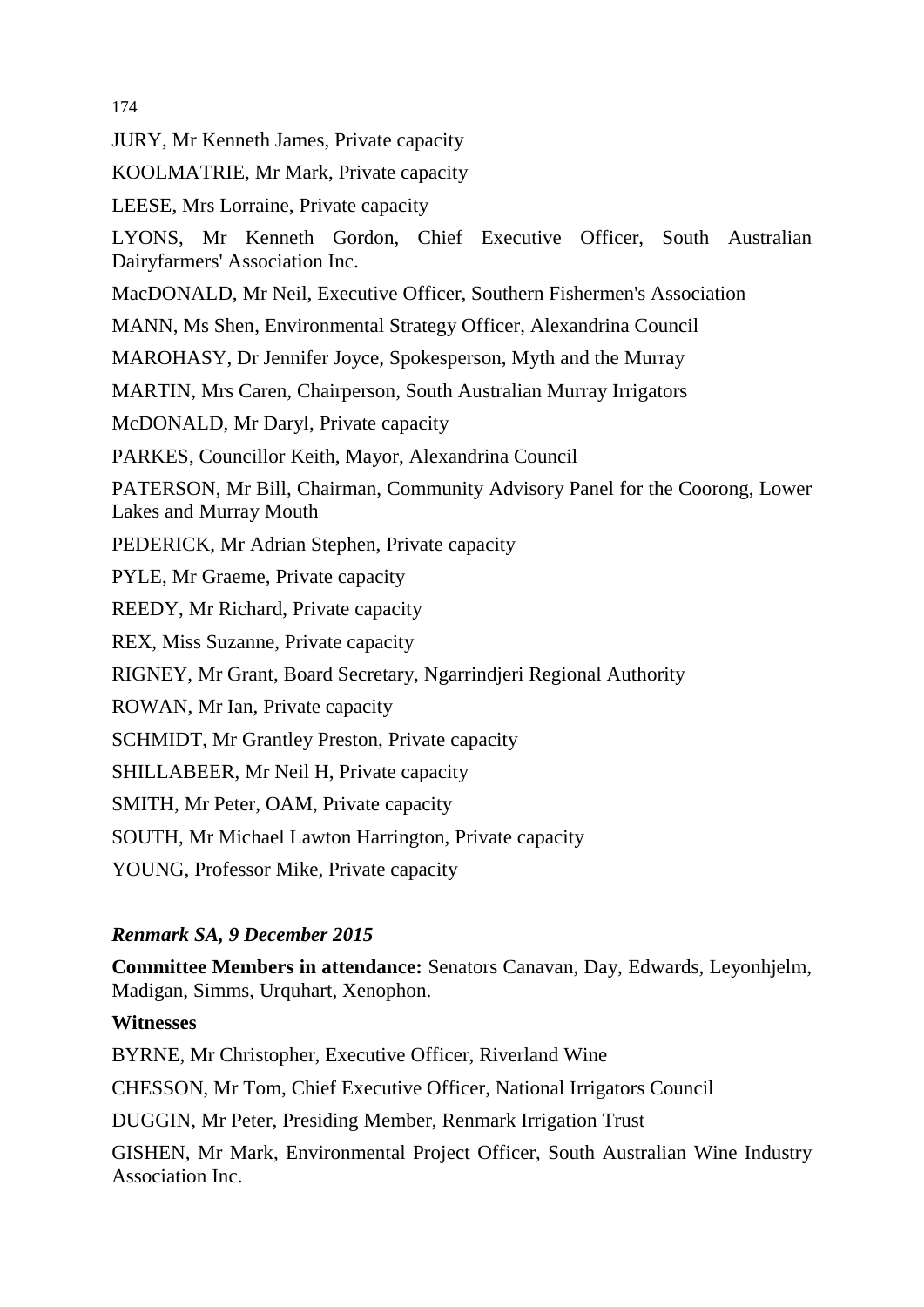JURY, Mr Kenneth James, Private capacity

KOOLMATRIE, Mr Mark, Private capacity

LEESE, Mrs Lorraine, Private capacity

LYONS, Mr Kenneth Gordon, Chief Executive Officer, South Australian Dairyfarmers' Association Inc.

MacDONALD, Mr Neil, Executive Officer, Southern Fishermen's Association

MANN, Ms Shen, Environmental Strategy Officer, Alexandrina Council

MAROHASY, Dr Jennifer Joyce, Spokesperson, Myth and the Murray

MARTIN, Mrs Caren, Chairperson, South Australian Murray Irrigators

McDONALD, Mr Daryl, Private capacity

PARKES, Councillor Keith, Mayor, Alexandrina Council

PATERSON, Mr Bill, Chairman, Community Advisory Panel for the Coorong, Lower Lakes and Murray Mouth

PEDERICK, Mr Adrian Stephen, Private capacity

PYLE, Mr Graeme, Private capacity

REEDY, Mr Richard, Private capacity

REX, Miss Suzanne, Private capacity

RIGNEY, Mr Grant, Board Secretary, Ngarrindjeri Regional Authority

ROWAN, Mr Ian, Private capacity

SCHMIDT, Mr Grantley Preston, Private capacity

SHILLABEER, Mr Neil H, Private capacity

SMITH, Mr Peter, OAM, Private capacity

SOUTH, Mr Michael Lawton Harrington, Private capacity

YOUNG, Professor Mike, Private capacity

***Renmark SA, 9 December 2015***

**Committee Members in attendance:** Senators Canavan, Day, Edwards, Leyonhjelm, Madigan, Simms, Urquhart, Xenophon.

**Witnesses**

BYRNE, Mr Christopher, Executive Officer, Riverland Wine

CHESSON, Mr Tom, Chief Executive Officer, National Irrigators Council

DUGGIN, Mr Peter, Presiding Member, Renmark Irrigation Trust

GISHEN, Mr Mark, Environmental Project Officer, South Australian Wine Industry Association Inc.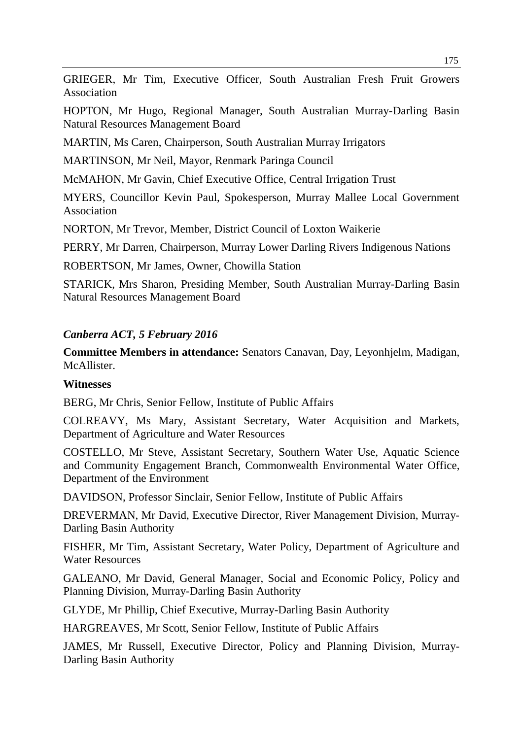GRIEGER, Mr Tim, Executive Officer, South Australian Fresh Fruit Growers Association

HOPTON, Mr Hugo, Regional Manager, South Australian Murray-Darling Basin Natural Resources Management Board

MARTIN, Ms Caren, Chairperson, South Australian Murray Irrigators

MARTINSON, Mr Neil, Mayor, Renmark Paringa Council

McMAHON, Mr Gavin, Chief Executive Office, Central Irrigation Trust

MYERS, Councillor Kevin Paul, Spokesperson, Murray Mallee Local Government Association

NORTON, Mr Trevor, Member, District Council of Loxton Waikerie

PERRY, Mr Darren, Chairperson, Murray Lower Darling Rivers Indigenous Nations

ROBERTSON, Mr James, Owner, Chowilla Station

STARICK, Mrs Sharon, Presiding Member, South Australian Murray-Darling Basin Natural Resources Management Board

### *Canberra ACT, 5 February 2016*

**Committee Members in attendance:** Senators Canavan, Day, Leyonhjelm, Madigan, McAllister.

**Witnesses**

BERG, Mr Chris, Senior Fellow, Institute of Public Affairs

COLREAVY, Ms Mary, Assistant Secretary, Water Acquisition and Markets, Department of Agriculture and Water Resources

COSTELLO, Mr Steve, Assistant Secretary, Southern Water Use, Aquatic Science and Community Engagement Branch, Commonwealth Environmental Water Office, Department of the Environment

DAVIDSON, Professor Sinclair, Senior Fellow, Institute of Public Affairs

DREVERMAN, Mr David, Executive Director, River Management Division, Murray-Darling Basin Authority

FISHER, Mr Tim, Assistant Secretary, Water Policy, Department of Agriculture and Water Resources

GALEANO, Mr David, General Manager, Social and Economic Policy, Policy and Planning Division, Murray-Darling Basin Authority

GLYDE, Mr Phillip, Chief Executive, Murray-Darling Basin Authority

HARGREAVES, Mr Scott, Senior Fellow, Institute of Public Affairs

JAMES, Mr Russell, Executive Director, Policy and Planning Division, Murray-Darling Basin Authority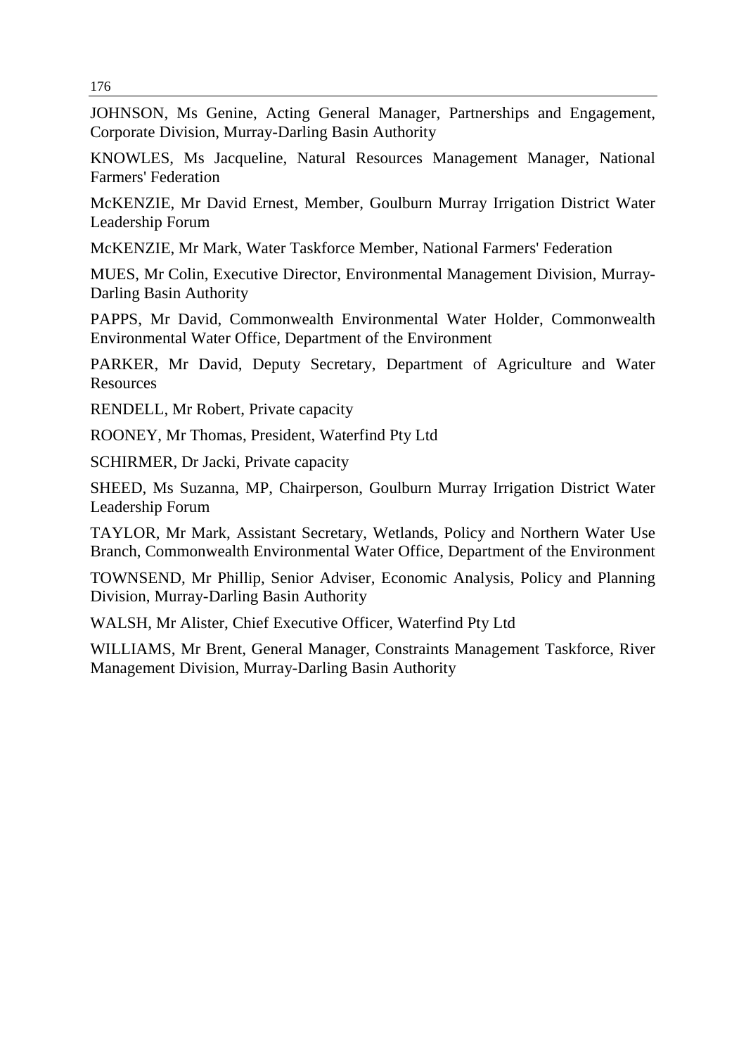JOHNSON, Ms Genine, Acting General Manager, Partnerships and Engagement, Corporate Division, Murray-Darling Basin Authority

KNOWLES, Ms Jacqueline, Natural Resources Management Manager, National Farmers' Federation

McKENZIE, Mr David Ernest, Member, Goulburn Murray Irrigation District Water Leadership Forum

McKENZIE, Mr Mark, Water Taskforce Member, National Farmers' Federation

MUES, Mr Colin, Executive Director, Environmental Management Division, Murray-Darling Basin Authority

PAPPS, Mr David, Commonwealth Environmental Water Holder, Commonwealth Environmental Water Office, Department of the Environment

PARKER, Mr David, Deputy Secretary, Department of Agriculture and Water Resources

RENDELL, Mr Robert, Private capacity

ROONEY, Mr Thomas, President, Waterfind Pty Ltd

SCHIRMER, Dr Jacki, Private capacity

SHEED, Ms Suzanna, MP, Chairperson, Goulburn Murray Irrigation District Water Leadership Forum

TAYLOR, Mr Mark, Assistant Secretary, Wetlands, Policy and Northern Water Use Branch, Commonwealth Environmental Water Office, Department of the Environment

TOWNSEND, Mr Phillip, Senior Adviser, Economic Analysis, Policy and Planning Division, Murray-Darling Basin Authority

WALSH, Mr Alister, Chief Executive Officer, Waterfind Pty Ltd

WILLIAMS, Mr Brent, General Manager, Constraints Management Taskforce, River Management Division, Murray-Darling Basin Authority